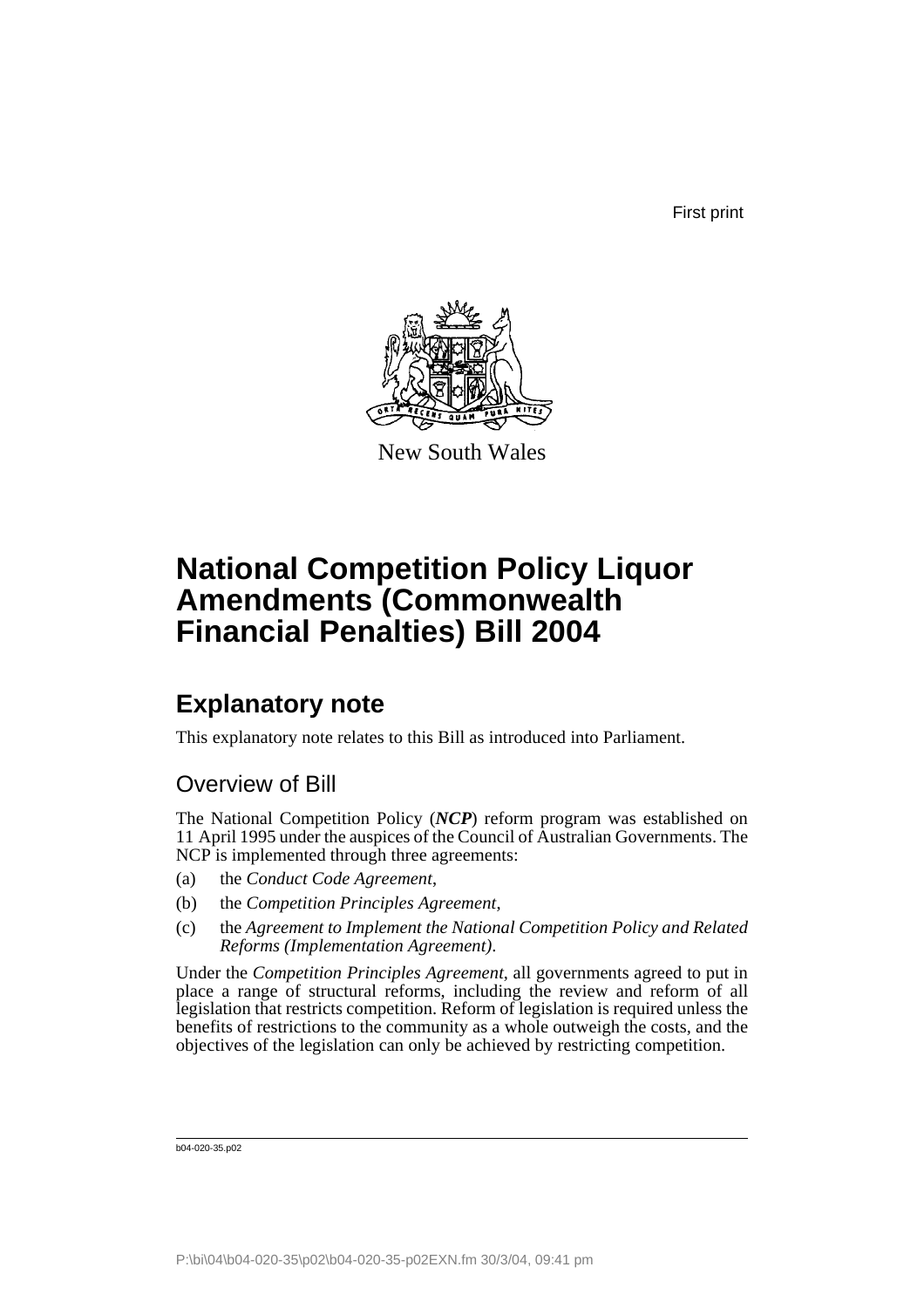First print

New South Wales

# National Competition Policy Liquor Amendments (Commonwealth Financial Penalties) Bill 2004

## Explanatory note

This explanatory note relates to this Bill as introduced into Parliament.

### Overview of Bill

The National Competition Policy (***NCP***) reform program was established on 11 April 1995 under the auspices of the Council of Australian Governments. The NCP is implemented through three agreements:

(a) the *Conduct Code Agreement*,

(b) the *Competition Principles Agreement*,

(c) the *Agreement to Implement the National Competition Policy and Related Reforms (Implementation Agreement)*.

Under the *Competition Principles Agreement*, all governments agreed to put in place a range of structural reforms, including the review and reform of all legislation that restricts competition. Reform of legislation is required unless the benefits of restrictions to the community as a whole outweigh the costs, and the objectives of the legislation can only be achieved by restricting competition.

b04-020-35.p02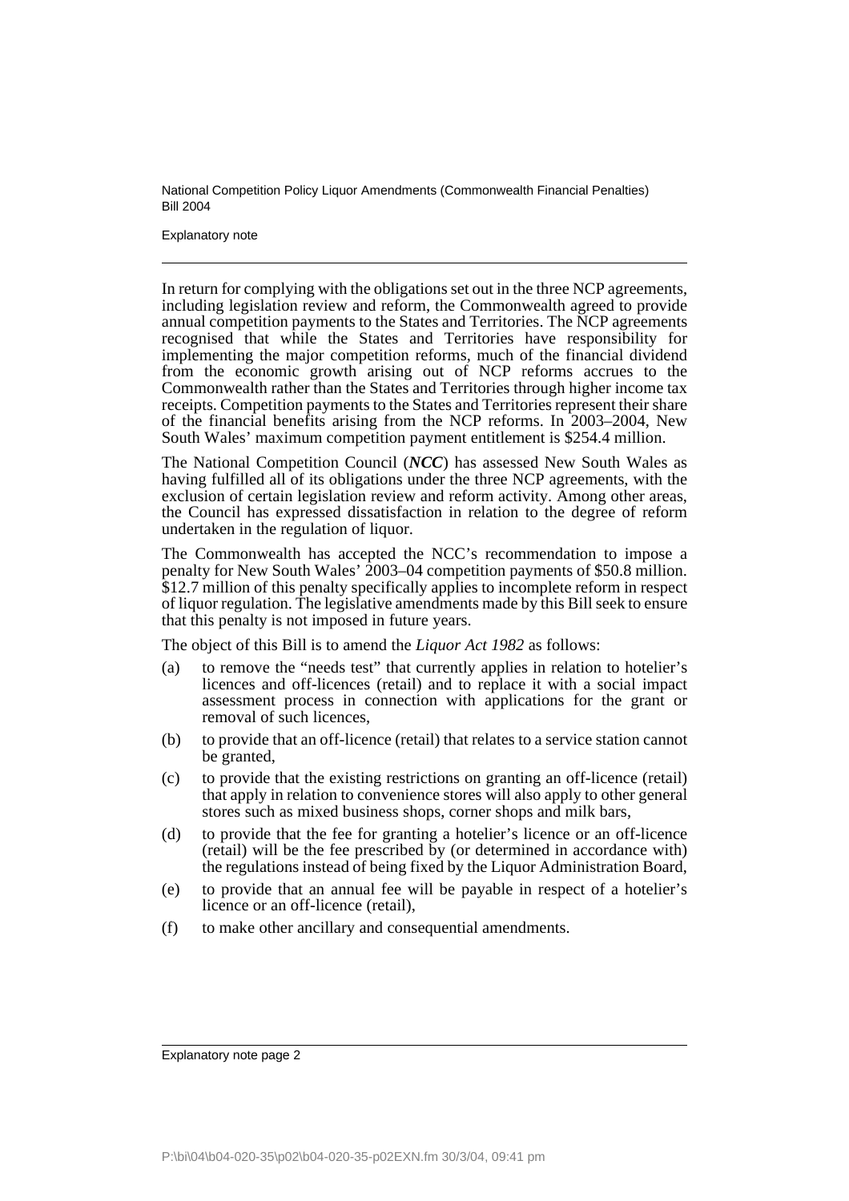In return for complying with the obligations set out in the three NCP agreements, including legislation review and reform, the Commonwealth agreed to provide annual competition payments to the States and Territories. The NCP agreements recognised that while the States and Territories have responsibility for implementing the major competition reforms, much of the financial dividend from the economic growth arising out of NCP reforms accrues to the Commonwealth rather than the States and Territories through higher income tax receipts. Competition payments to the States and Territories represent their share of the financial benefits arising from the NCP reforms. In 2003–2004, New South Wales' maximum competition payment entitlement is $254.4 million.

The National Competition Council (***NCC***) has assessed New South Wales as having fulfilled all of its obligations under the three NCP agreements, with the exclusion of certain legislation review and reform activity. Among other areas, the Council has expressed dissatisfaction in relation to the degree of reform undertaken in the regulation of liquor.

The Commonwealth has accepted the NCC's recommendation to impose a penalty for New South Wales' 2003–04 competition payments of $50.8 million. $12.7 million of this penalty specifically applies to incomplete reform in respect of liquor regulation. The legislative amendments made by this Bill seek to ensure that this penalty is not imposed in future years.

The object of this Bill is to amend the *Liquor Act 1982* as follows:

(a) to remove the "needs test" that currently applies in relation to hotelier's licences and off-licences (retail) and to replace it with a social impact assessment process in connection with applications for the grant or removal of such licences,

(b) to provide that an off-licence (retail) that relates to a service station cannot be granted,

(c) to provide that the existing restrictions on granting an off-licence (retail) that apply in relation to convenience stores will also apply to other general stores such as mixed business shops, corner shops and milk bars,

(d) to provide that the fee for granting a hotelier's licence or an off-licence (retail) will be the fee prescribed by (or determined in accordance with) the regulations instead of being fixed by the Liquor Administration Board,

(e) to provide that an annual fee will be payable in respect of a hotelier's licence or an off-licence (retail),

(f) to make other ancillary and consequential amendments.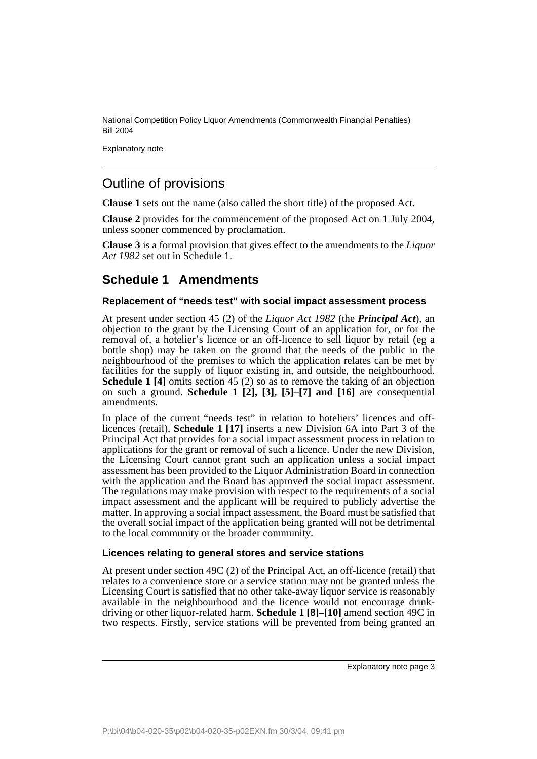## Outline of provisions

**Clause 1** sets out the name (also called the short title) of the proposed Act.

**Clause 2** provides for the commencement of the proposed Act on 1 July 2004, unless sooner commenced by proclamation.

**Clause 3** is a formal provision that gives effect to the amendments to the *Liquor Act 1982* set out in Schedule 1.

## Schedule 1 Amendments

### Replacement of "needs test" with social impact assessment process

At present under section 45 (2) of the *Liquor Act 1982* (the ***Principal Act***), an objection to the grant by the Licensing Court of an application for, or for the removal of, a hotelier's licence or an off-licence to sell liquor by retail (eg a bottle shop) may be taken on the ground that the needs of the public in the neighbourhood of the premises to which the application relates can be met by facilities for the supply of liquor existing in, and outside, the neighbourhood. **Schedule 1 [4]** omits section 45 (2) so as to remove the taking of an objection on such a ground. **Schedule 1 [2], [3], [5]–[7] and [16]** are consequential amendments.

In place of the current "needs test" in relation to hoteliers' licences and off-licences (retail), **Schedule 1 [17]** inserts a new Division 6A into Part 3 of the Principal Act that provides for a social impact assessment process in relation to applications for the grant or removal of such a licence. Under the new Division, the Licensing Court cannot grant such an application unless a social impact assessment has been provided to the Liquor Administration Board in connection with the application and the Board has approved the social impact assessment. The regulations may make provision with respect to the requirements of a social impact assessment and the applicant will be required to publicly advertise the matter. In approving a social impact assessment, the Board must be satisfied that the overall social impact of the application being granted will not be detrimental to the local community or the broader community.

### Licences relating to general stores and service stations

At present under section 49C (2) of the Principal Act, an off-licence (retail) that relates to a convenience store or a service station may not be granted unless the Licensing Court is satisfied that no other take-away liquor service is reasonably available in the neighbourhood and the licence would not encourage drink-driving or other liquor-related harm. **Schedule 1 [8]–[10]** amend section 49C in two respects. Firstly, service stations will be prevented from being granted an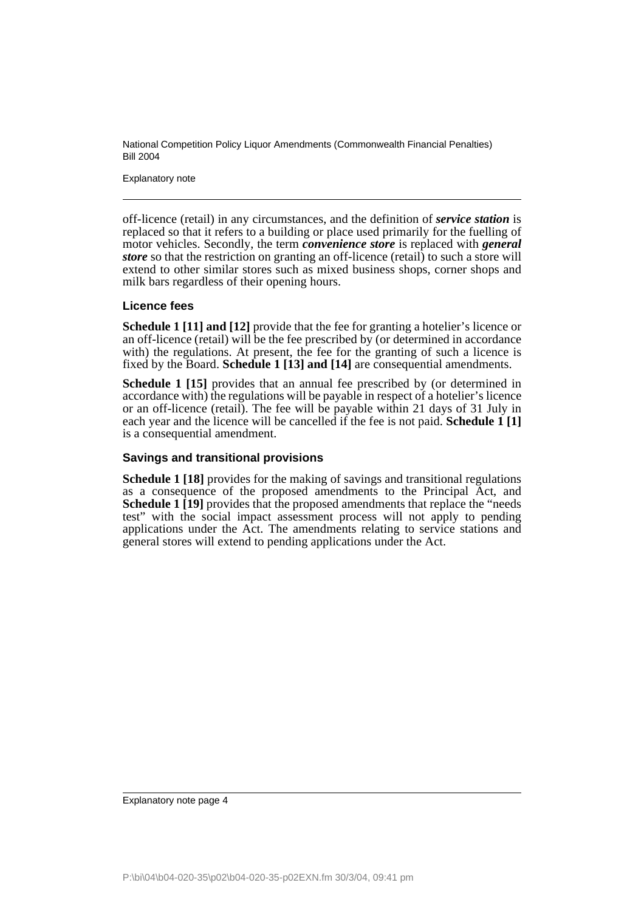off-licence (retail) in any circumstances, and the definition of ***service station*** is replaced so that it refers to a building or place used primarily for the fuelling of motor vehicles. Secondly, the term ***convenience store*** is replaced with ***general store*** so that the restriction on granting an off-licence (retail) to such a store will extend to other similar stores such as mixed business shops, corner shops and milk bars regardless of their opening hours.

### Licence fees

**Schedule 1 [11] and [12]** provide that the fee for granting a hotelier's licence or an off-licence (retail) will be the fee prescribed by (or determined in accordance with) the regulations. At present, the fee for the granting of such a licence is fixed by the Board. **Schedule 1 [13] and [14]** are consequential amendments.

**Schedule 1 [15]** provides that an annual fee prescribed by (or determined in accordance with) the regulations will be payable in respect of a hotelier's licence or an off-licence (retail). The fee will be payable within 21 days of 31 July in each year and the licence will be cancelled if the fee is not paid. **Schedule 1 [1]** is a consequential amendment.

### Savings and transitional provisions

**Schedule 1 [18]** provides for the making of savings and transitional regulations as a consequence of the proposed amendments to the Principal Act, and **Schedule 1 [19]** provides that the proposed amendments that replace the "needs test" with the social impact assessment process will not apply to pending applications under the Act. The amendments relating to service stations and general stores will extend to pending applications under the Act.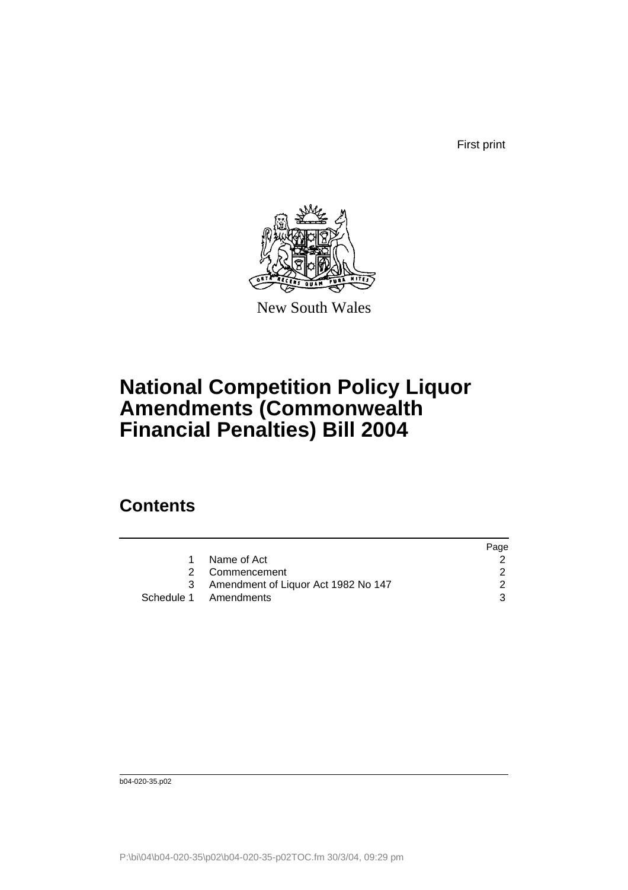First print

New South Wales

# National Competition Policy Liquor Amendments (Commonwealth Financial Penalties) Bill 2004

## Contents

| | | Page |
|---|---|---|
| 1 | Name of Act | 2 |
| 2 | Commencement | 2 |
| 3 | Amendment of Liquor Act 1982 No 147 | 2 |
| Schedule 1 | Amendments | 3 |

b04-020-35.p02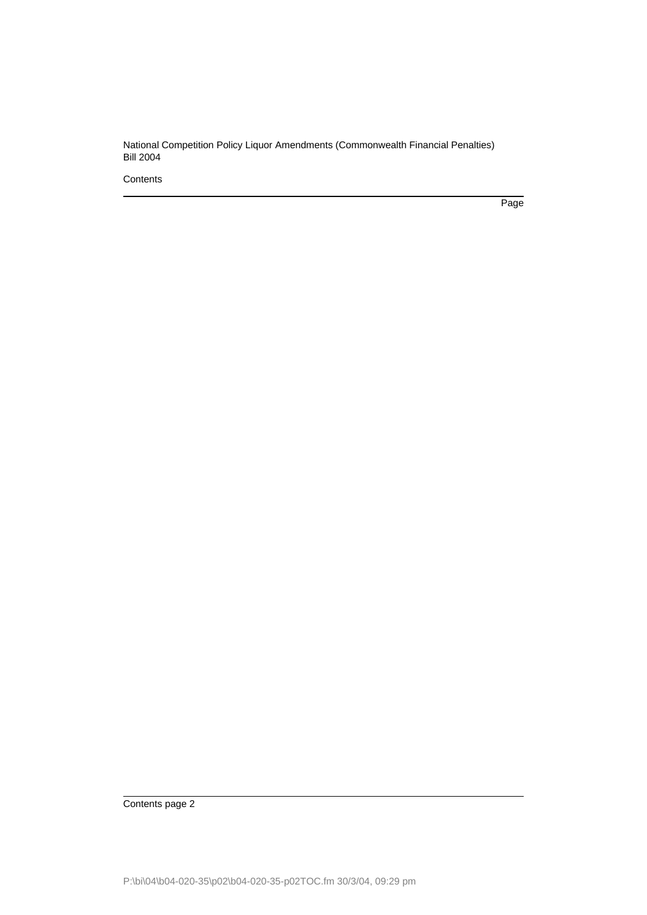National Competition Policy Liquor Amendments (Commonwealth Financial Penalties) Bill 2004

Contents

Page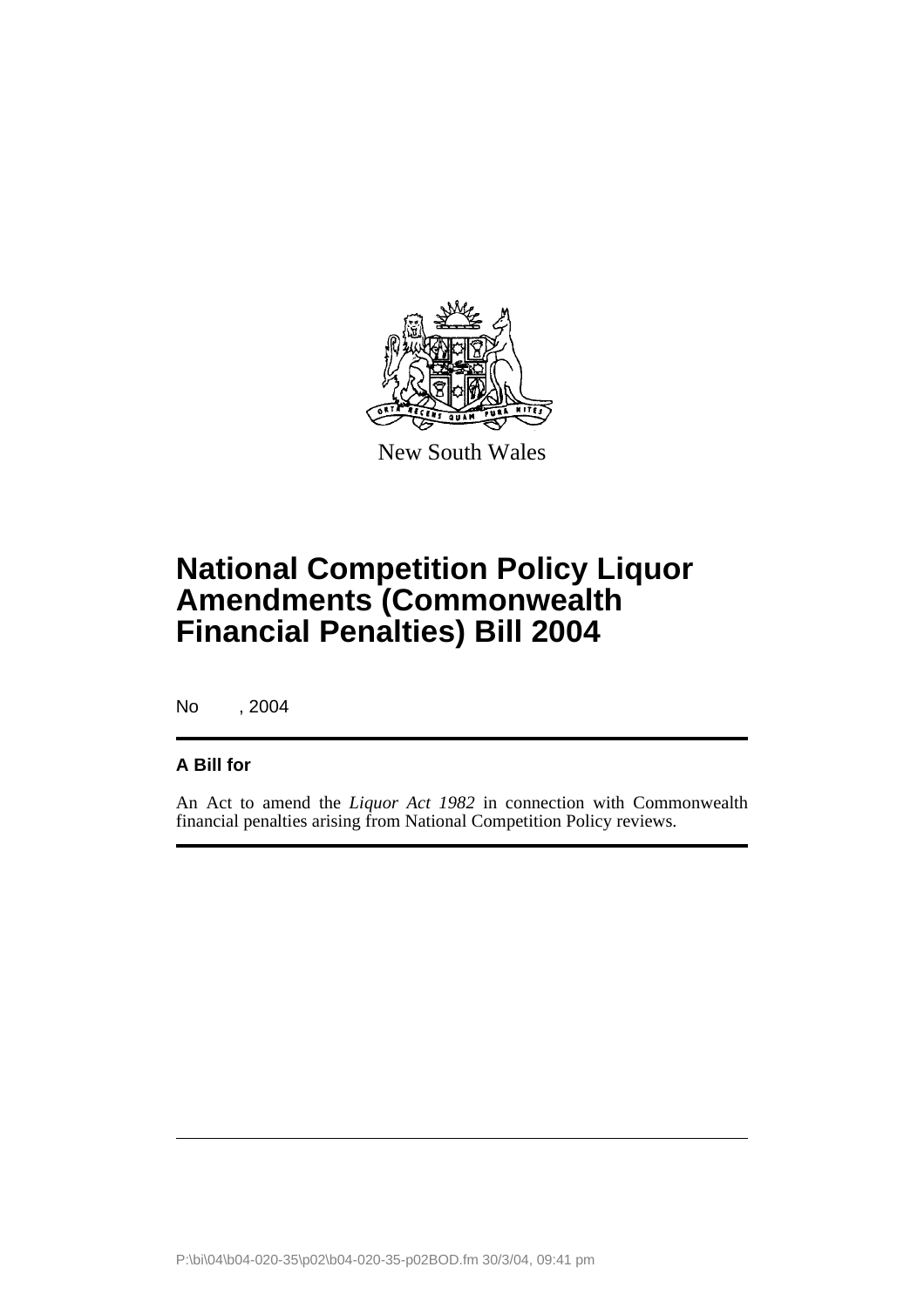New South Wales

# National Competition Policy Liquor Amendments (Commonwealth Financial Penalties) Bill 2004

No , 2004

**A Bill for**

An Act to amend the *Liquor Act 1982* in connection with Commonwealth financial penalties arising from National Competition Policy reviews.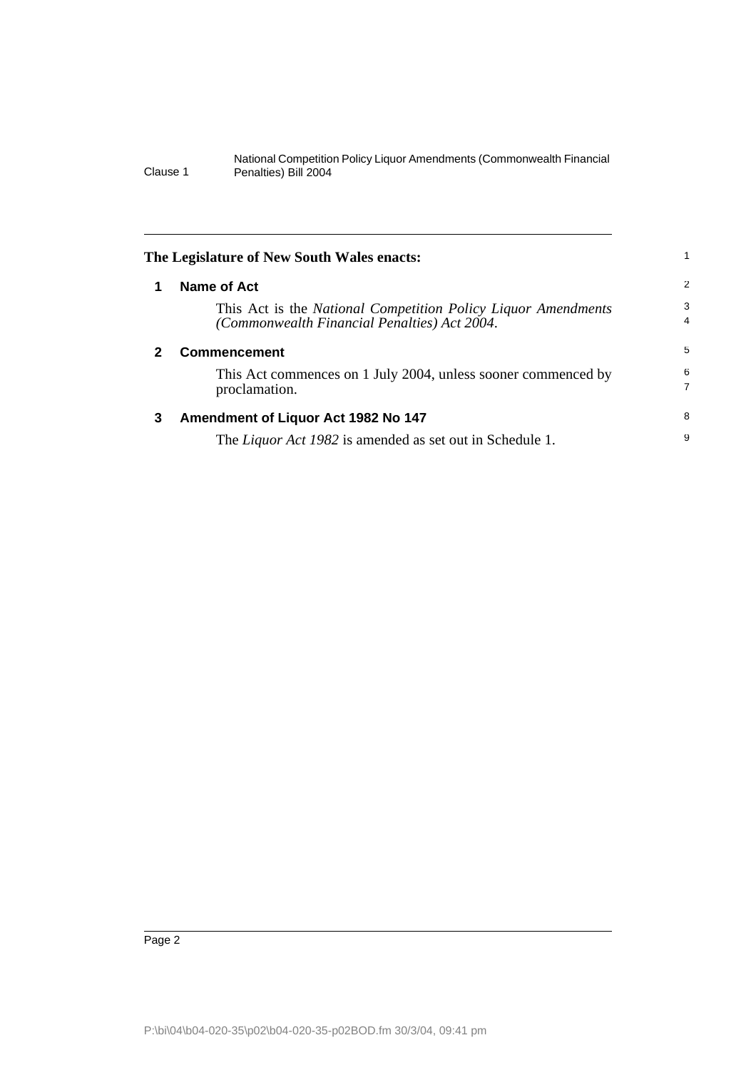The Legislature of New South Wales enacts:

## 1 Name of Act

This Act is the *National Competition Policy Liquor Amendments (Commonwealth Financial Penalties) Act 2004*.

## 2 Commencement

This Act commences on 1 July 2004, unless sooner commenced by proclamation.

## 3 Amendment of Liquor Act 1982 No 147

The *Liquor Act 1982* is amended as set out in Schedule 1.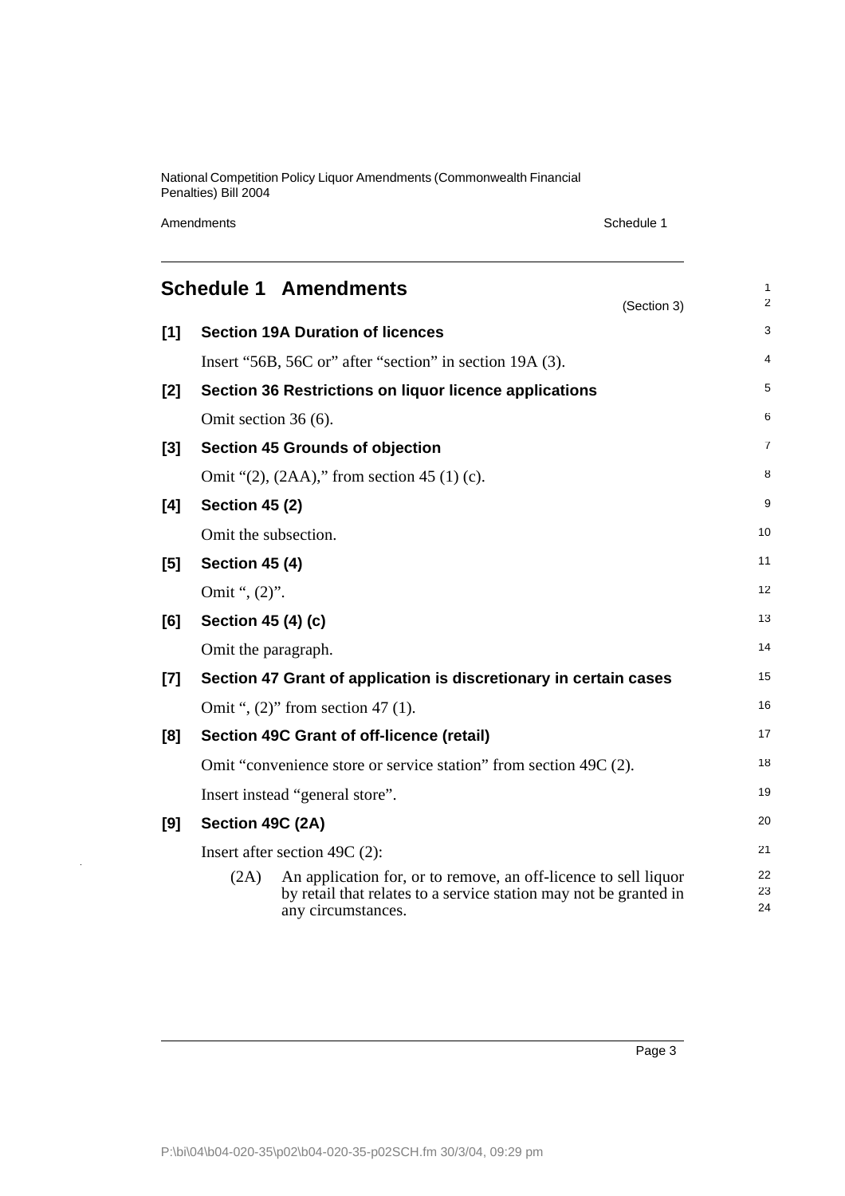# Schedule 1 Amendments

(Section 3)

**[1] Section 19A Duration of licences**

Insert "56B, 56C or" after "section" in section 19A (3).

**[2] Section 36 Restrictions on liquor licence applications**

Omit section 36 (6).

**[3] Section 45 Grounds of objection**

Omit "(2), (2AA)," from section 45 (1) (c).

**[4] Section 45 (2)**

Omit the subsection.

**[5] Section 45 (4)**

Omit ", (2)".

**[6] Section 45 (4) (c)**

Omit the paragraph.

**[7] Section 47 Grant of application is discretionary in certain cases**

Omit ", (2)" from section 47 (1).

**[8] Section 49C Grant of off-licence (retail)**

Omit "convenience store or service station" from section 49C (2).

Insert instead "general store".

**[9] Section 49C (2A)**

Insert after section 49C (2):

(2A) An application for, or to remove, an off-licence to sell liquor by retail that relates to a service station may not be granted in any circumstances.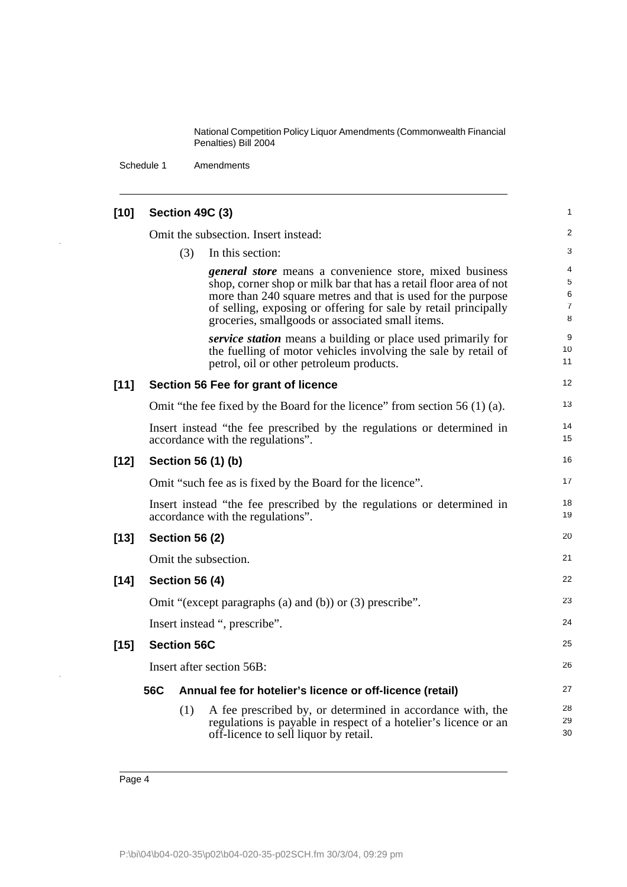**[10] Section 49C (3)**

Omit the subsection. Insert instead:

(3) In this section:

***general store*** means a convenience store, mixed business shop, corner shop or milk bar that has a retail floor area of not more than 240 square metres and that is used for the purpose of selling, exposing or offering for sale by retail principally groceries, smallgoods or associated small items.

***service station*** means a building or place used primarily for the fuelling of motor vehicles involving the sale by retail of petrol, oil or other petroleum products.

**[11] Section 56 Fee for grant of licence**

Omit "the fee fixed by the Board for the licence" from section 56 (1) (a).

Insert instead "the fee prescribed by the regulations or determined in accordance with the regulations".

**[12] Section 56 (1) (b)**

Omit "such fee as is fixed by the Board for the licence".

Insert instead "the fee prescribed by the regulations or determined in accordance with the regulations".

**[13] Section 56 (2)**

Omit the subsection.

**[14] Section 56 (4)**

Omit "(except paragraphs (a) and (b)) or (3) prescribe".

Insert instead ", prescribe".

**[15] Section 56C**

Insert after section 56B:

**56C Annual fee for hotelier's licence or off-licence (retail)**

(1) A fee prescribed by, or determined in accordance with, the regulations is payable in respect of a hotelier's licence or an off-licence to sell liquor by retail.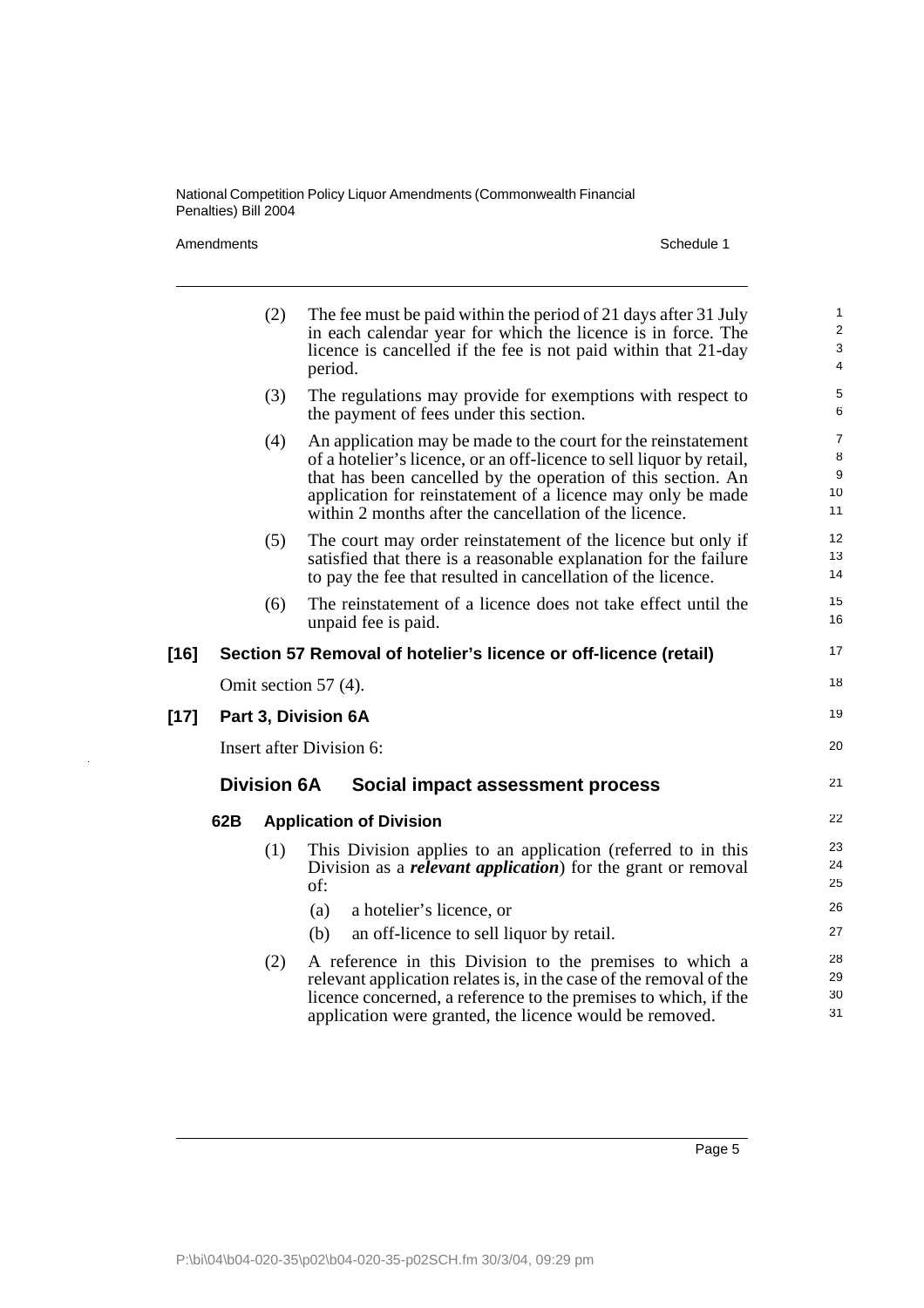(2) The fee must be paid within the period of 21 days after 31 July in each calendar year for which the licence is in force. The licence is cancelled if the fee is not paid within that 21-day period.

(3) The regulations may provide for exemptions with respect to the payment of fees under this section.

(4) An application may be made to the court for the reinstatement of a hotelier's licence, or an off-licence to sell liquor by retail, that has been cancelled by the operation of this section. An application for reinstatement of a licence may only be made within 2 months after the cancellation of the licence.

(5) The court may order reinstatement of the licence but only if satisfied that there is a reasonable explanation for the failure to pay the fee that resulted in cancellation of the licence.

(6) The reinstatement of a licence does not take effect until the unpaid fee is paid.

**[16] Section 57 Removal of hotelier's licence or off-licence (retail)**

Omit section 57 (4).

**[17] Part 3, Division 6A**

Insert after Division 6:

## Division 6A Social impact assessment process

### 62B Application of Division

(1) This Division applies to an application (referred to in this Division as a ***relevant application***) for the grant or removal of:

(a) a hotelier's licence, or

(b) an off-licence to sell liquor by retail.

(2) A reference in this Division to the premises to which a relevant application relates is, in the case of the removal of the licence concerned, a reference to the premises to which, if the application were granted, the licence would be removed.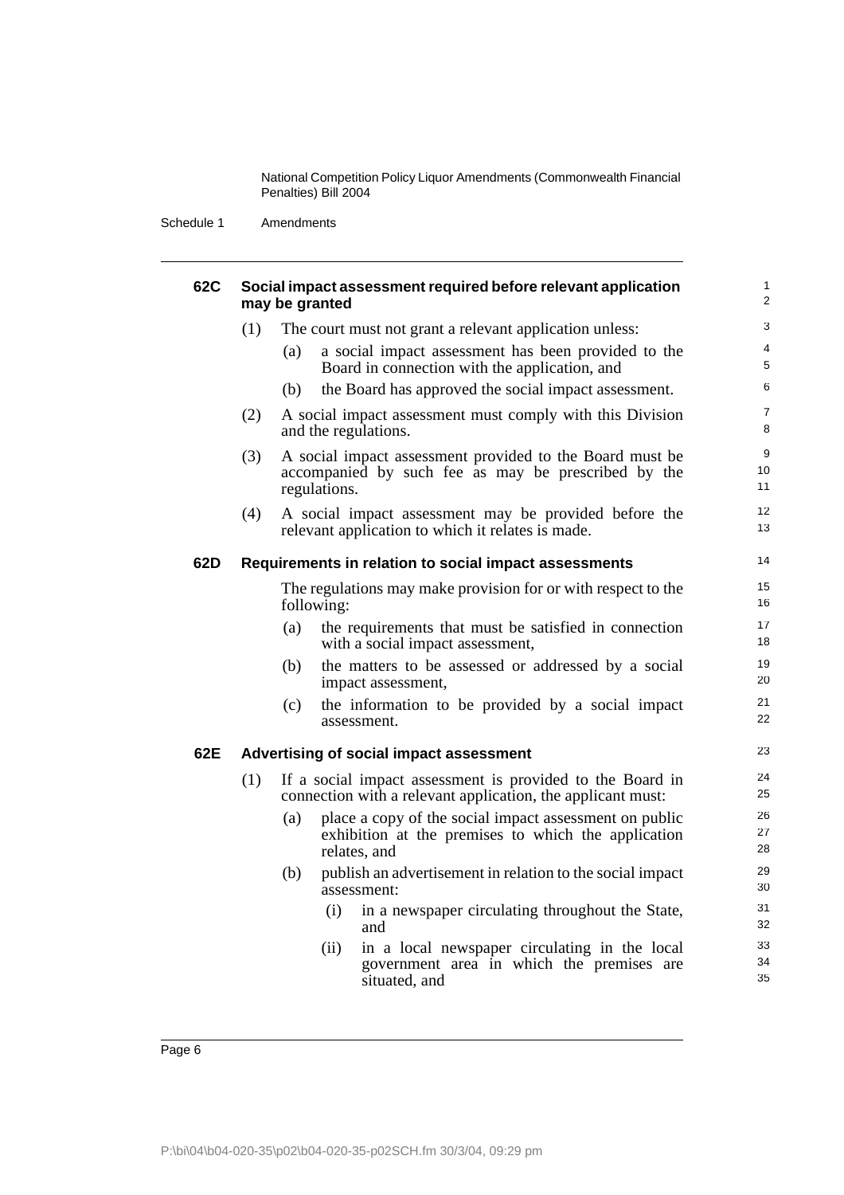### 62C Social impact assessment required before relevant application may be granted

(1) The court must not grant a relevant application unless:

(a) a social impact assessment has been provided to the Board in connection with the application, and

(b) the Board has approved the social impact assessment.

(2) A social impact assessment must comply with this Division and the regulations.

(3) A social impact assessment provided to the Board must be accompanied by such fee as may be prescribed by the regulations.

(4) A social impact assessment may be provided before the relevant application to which it relates is made.

### 62D Requirements in relation to social impact assessments

The regulations may make provision for or with respect to the following:

(a) the requirements that must be satisfied in connection with a social impact assessment,

(b) the matters to be assessed or addressed by a social impact assessment,

(c) the information to be provided by a social impact assessment.

### 62E Advertising of social impact assessment

(1) If a social impact assessment is provided to the Board in connection with a relevant application, the applicant must:

(a) place a copy of the social impact assessment on public exhibition at the premises to which the application relates, and

(b) publish an advertisement in relation to the social impact assessment:

(i) in a newspaper circulating throughout the State, and

(ii) in a local newspaper circulating in the local government area in which the premises are situated, and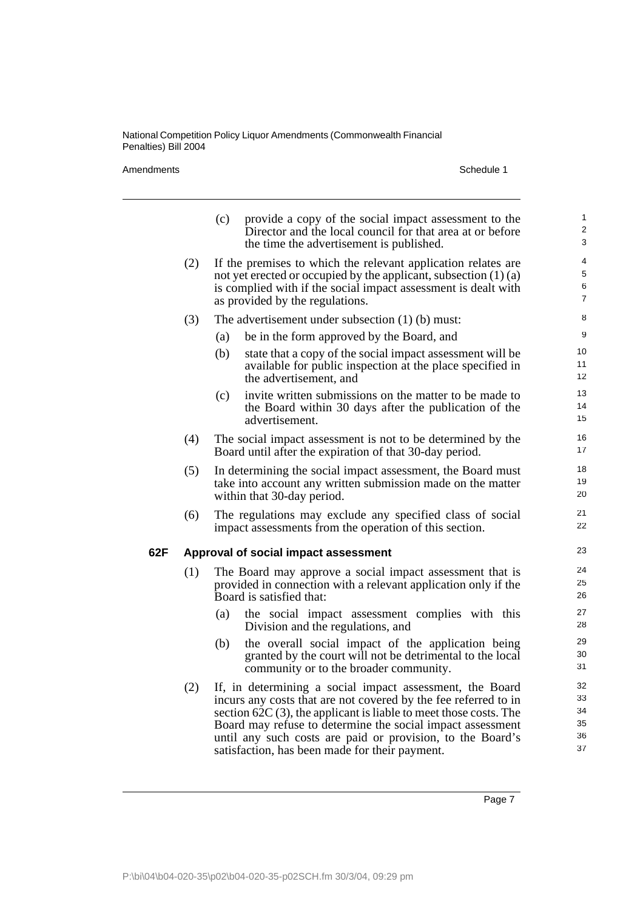(c) provide a copy of the social impact assessment to the Director and the local council for that area at or before the time the advertisement is published.

(2) If the premises to which the relevant application relates are not yet erected or occupied by the applicant, subsection (1) (a) is complied with if the social impact assessment is dealt with as provided by the regulations.

(3) The advertisement under subsection (1) (b) must:

(a) be in the form approved by the Board, and

(b) state that a copy of the social impact assessment will be available for public inspection at the place specified in the advertisement, and

(c) invite written submissions on the matter to be made to the Board within 30 days after the publication of the advertisement.

(4) The social impact assessment is not to be determined by the Board until after the expiration of that 30-day period.

(5) In determining the social impact assessment, the Board must take into account any written submission made on the matter within that 30-day period.

(6) The regulations may exclude any specified class of social impact assessments from the operation of this section.

### 62F Approval of social impact assessment

(1) The Board may approve a social impact assessment that is provided in connection with a relevant application only if the Board is satisfied that:

(a) the social impact assessment complies with this Division and the regulations, and

(b) the overall social impact of the application being granted by the court will not be detrimental to the local community or to the broader community.

(2) If, in determining a social impact assessment, the Board incurs any costs that are not covered by the fee referred to in section 62C (3), the applicant is liable to meet those costs. The Board may refuse to determine the social impact assessment until any such costs are paid or provision, to the Board's satisfaction, has been made for their payment.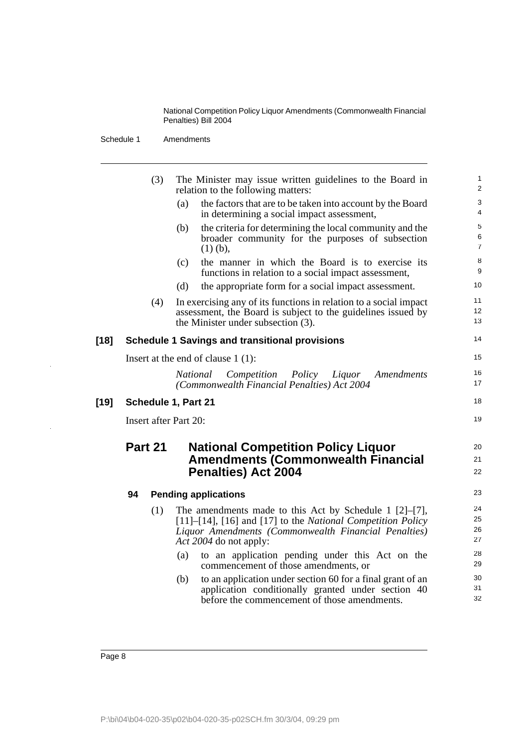(3) The Minister may issue written guidelines to the Board in relation to the following matters:

(a) the factors that are to be taken into account by the Board in determining a social impact assessment,

(b) the criteria for determining the local community and the broader community for the purposes of subsection (1) (b),

(c) the manner in which the Board is to exercise its functions in relation to a social impact assessment,

(d) the appropriate form for a social impact assessment.

(4) In exercising any of its functions in relation to a social impact assessment, the Board is subject to the guidelines issued by the Minister under subsection (3).

**[18] Schedule 1 Savings and transitional provisions**

Insert at the end of clause 1 (1):

*National Competition Policy Liquor Amendments (Commonwealth Financial Penalties) Act 2004*

**[19] Schedule 1, Part 21**

Insert after Part 20:

## Part 21 National Competition Policy Liquor Amendments (Commonwealth Financial Penalties) Act 2004

### 94 Pending applications

(1) The amendments made to this Act by Schedule 1 [2]–[7], [11]–[14], [16] and [17] to the *National Competition Policy Liquor Amendments (Commonwealth Financial Penalties) Act 2004* do not apply:

(a) to an application pending under this Act on the commencement of those amendments, or

(b) to an application under section 60 for a final grant of an application conditionally granted under section 40 before the commencement of those amendments.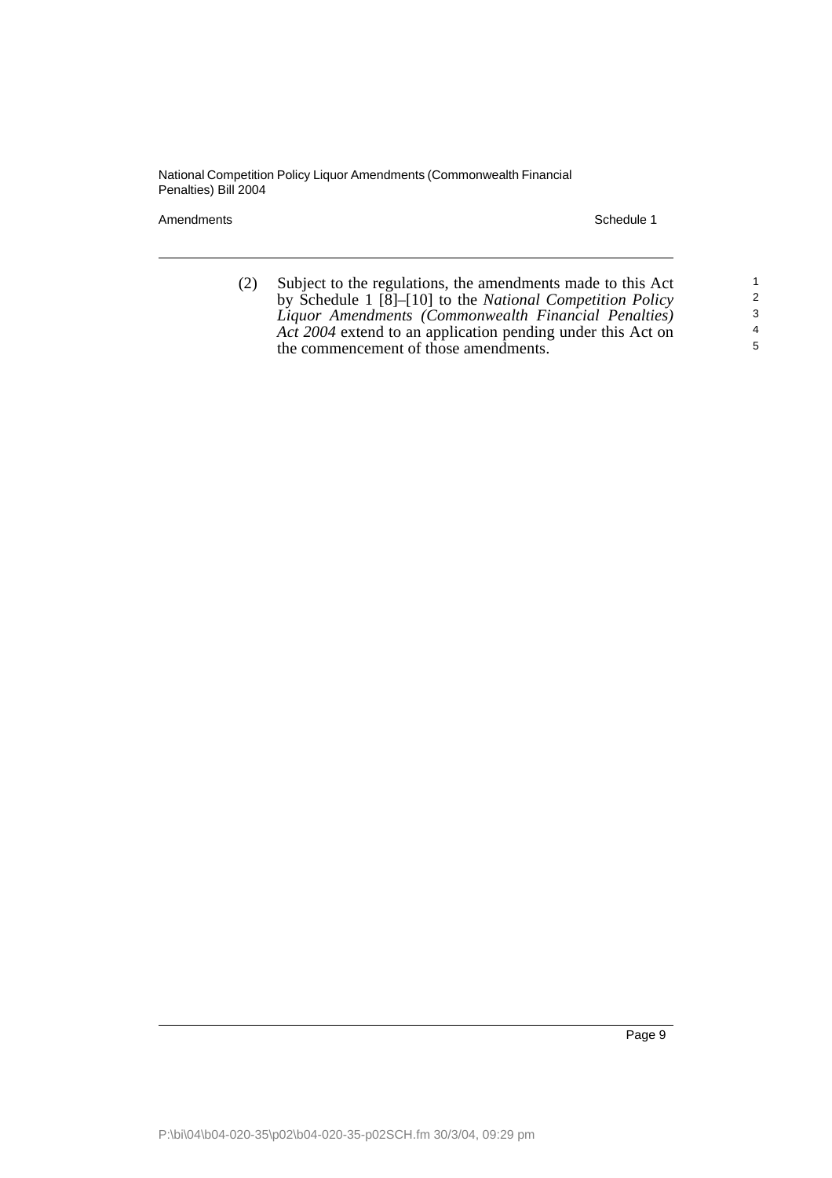(2) Subject to the regulations, the amendments made to this Act by Schedule 1 [8]–[10] to the *National Competition Policy Liquor Amendments (Commonwealth Financial Penalties) Act 2004* extend to an application pending under this Act on the commencement of those amendments.